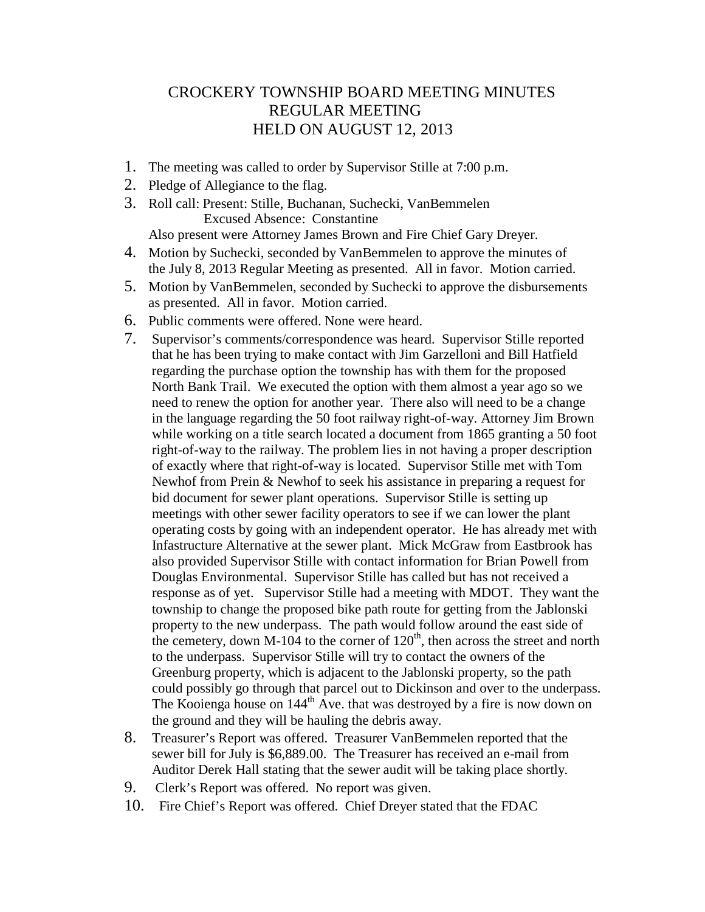# CROCKERY TOWNSHIP BOARD MEETING MINUTES
## REGULAR MEETING
## HELD ON AUGUST 12, 2013

1. The meeting was called to order by Supervisor Stille at 7:00 p.m.
2. Pledge of Allegiance to the flag.
3. Roll call: Present: Stille, Buchanan, Suchecki, VanBemmelen
   Excused Absence: Constantine
   Also present were Attorney James Brown and Fire Chief Gary Dreyer.
4. Motion by Suchecki, seconded by VanBemmelen to approve the minutes of the July 8, 2013 Regular Meeting as presented. All in favor. Motion carried.
5. Motion by VanBemmelen, seconded by Suchecki to approve the disbursements as presented. All in favor. Motion carried.
6. Public comments were offered. None were heard.
7. Supervisor's comments/correspondence was heard. Supervisor Stille reported that he has been trying to make contact with Jim Garzelloni and Bill Hatfield regarding the purchase option the township has with them for the proposed North Bank Trail. We executed the option with them almost a year ago so we need to renew the option for another year. There also will need to be a change in the language regarding the 50 foot railway right-of-way. Attorney Jim Brown while working on a title search located a document from 1865 granting a 50 foot right-of-way to the railway. The problem lies in not having a proper description of exactly where that right-of-way is located. Supervisor Stille met with Tom Newhof from Prein & Newhof to seek his assistance in preparing a request for bid document for sewer plant operations. Supervisor Stille is setting up meetings with other sewer facility operators to see if we can lower the plant operating costs by going with an independent operator. He has already met with Infastructure Alternative at the sewer plant. Mick McGraw from Eastbrook has also provided Supervisor Stille with contact information for Brian Powell from Douglas Environmental. Supervisor Stille has called but has not received a response as of yet. Supervisor Stille had a meeting with MDOT. They want the township to change the proposed bike path route for getting from the Jablonski property to the new underpass. The path would follow around the east side of the cemetery, down M-104 to the corner of 120th, then across the street and north to the underpass. Supervisor Stille will try to contact the owners of the Greenburg property, which is adjacent to the Jablonski property, so the path could possibly go through that parcel out to Dickinson and over to the underpass. The Kooienga house on 144th Ave. that was destroyed by a fire is now down on the ground and they will be hauling the debris away.
8. Treasurer's Report was offered. Treasurer VanBemmelen reported that the sewer bill for July is $6,889.00. The Treasurer has received an e-mail from Auditor Derek Hall stating that the sewer audit will be taking place shortly.
9. Clerk's Report was offered. No report was given.
10. Fire Chief's Report was offered. Chief Dreyer stated that the FDAC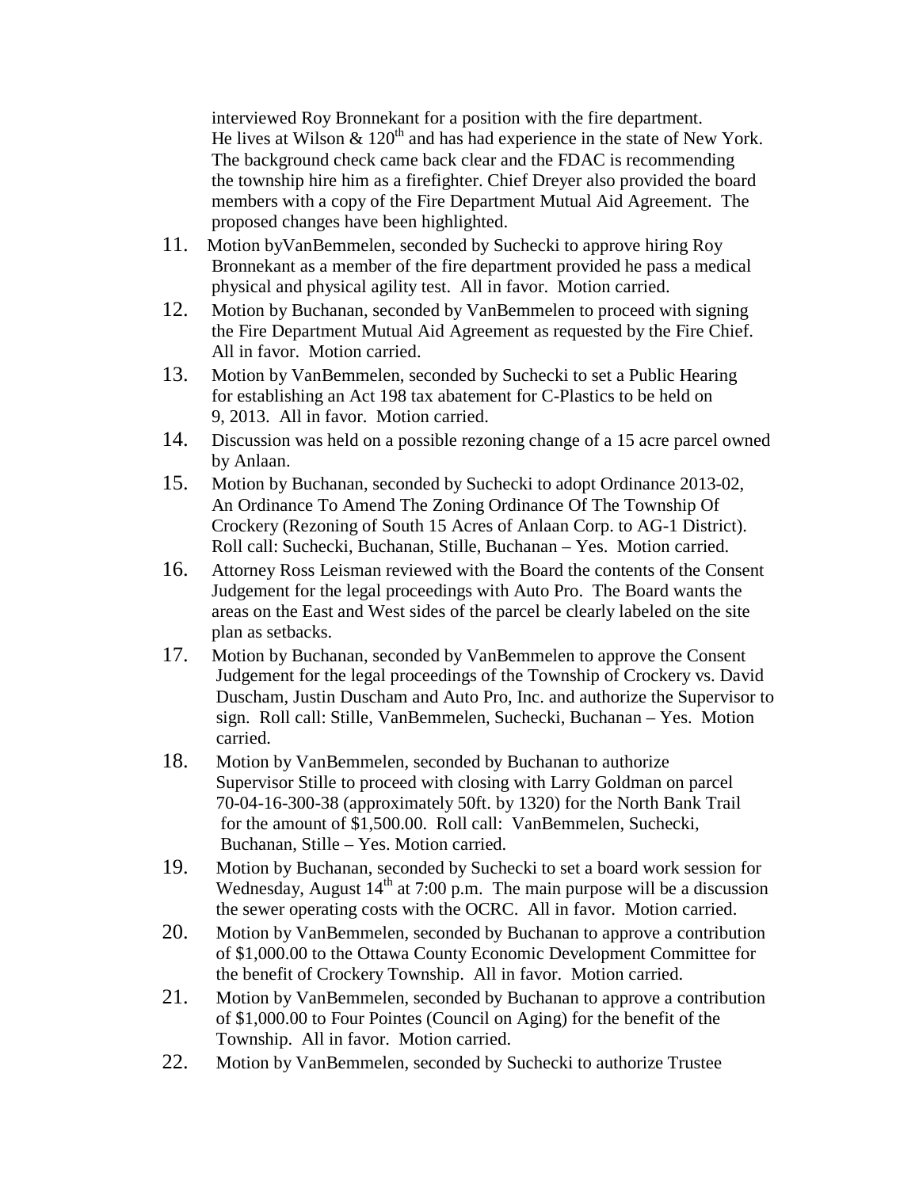interviewed Roy Bronnekant for a position with the fire department. He lives at Wilson & 120th and has had experience in the state of New York. The background check came back clear and the FDAC is recommending the township hire him as a firefighter. Chief Dreyer also provided the board members with a copy of the Fire Department Mutual Aid Agreement. The proposed changes have been highlighted.

11. Motion byVanBemmelen, seconded by Suchecki to approve hiring Roy Bronnekant as a member of the fire department provided he pass a medical physical and physical agility test. All in favor. Motion carried.
12. Motion by Buchanan, seconded by VanBemmelen to proceed with signing the Fire Department Mutual Aid Agreement as requested by the Fire Chief. All in favor. Motion carried.
13. Motion by VanBemmelen, seconded by Suchecki to set a Public Hearing for establishing an Act 198 tax abatement for C-Plastics to be held on 9, 2013. All in favor. Motion carried.
14. Discussion was held on a possible rezoning change of a 15 acre parcel owned by Anlaan.
15. Motion by Buchanan, seconded by Suchecki to adopt Ordinance 2013-02, An Ordinance To Amend The Zoning Ordinance Of The Township Of Crockery (Rezoning of South 15 Acres of Anlaan Corp. to AG-1 District). Roll call: Suchecki, Buchanan, Stille, Buchanan – Yes. Motion carried.
16. Attorney Ross Leisman reviewed with the Board the contents of the Consent Judgement for the legal proceedings with Auto Pro. The Board wants the areas on the East and West sides of the parcel be clearly labeled on the site plan as setbacks.
17. Motion by Buchanan, seconded by VanBemmelen to approve the Consent Judgement for the legal proceedings of the Township of Crockery vs. David Duscham, Justin Duscham and Auto Pro, Inc. and authorize the Supervisor to sign. Roll call: Stille, VanBemmelen, Suchecki, Buchanan – Yes. Motion carried.
18. Motion by VanBemmelen, seconded by Buchanan to authorize Supervisor Stille to proceed with closing with Larry Goldman on parcel 70-04-16-300-38 (approximately 50ft. by 1320) for the North Bank Trail for the amount of $1,500.00. Roll call: VanBemmelen, Suchecki, Buchanan, Stille – Yes. Motion carried.
19. Motion by Buchanan, seconded by Suchecki to set a board work session for Wednesday, August 14th at 7:00 p.m. The main purpose will be a discussion the sewer operating costs with the OCRC. All in favor. Motion carried.
20. Motion by VanBemmelen, seconded by Buchanan to approve a contribution of $1,000.00 to the Ottawa County Economic Development Committee for the benefit of Crockery Township. All in favor. Motion carried.
21. Motion by VanBemmelen, seconded by Buchanan to approve a contribution of $1,000.00 to Four Pointes (Council on Aging) for the benefit of the Township. All in favor. Motion carried.
22. Motion by VanBemmelen, seconded by Suchecki to authorize Trustee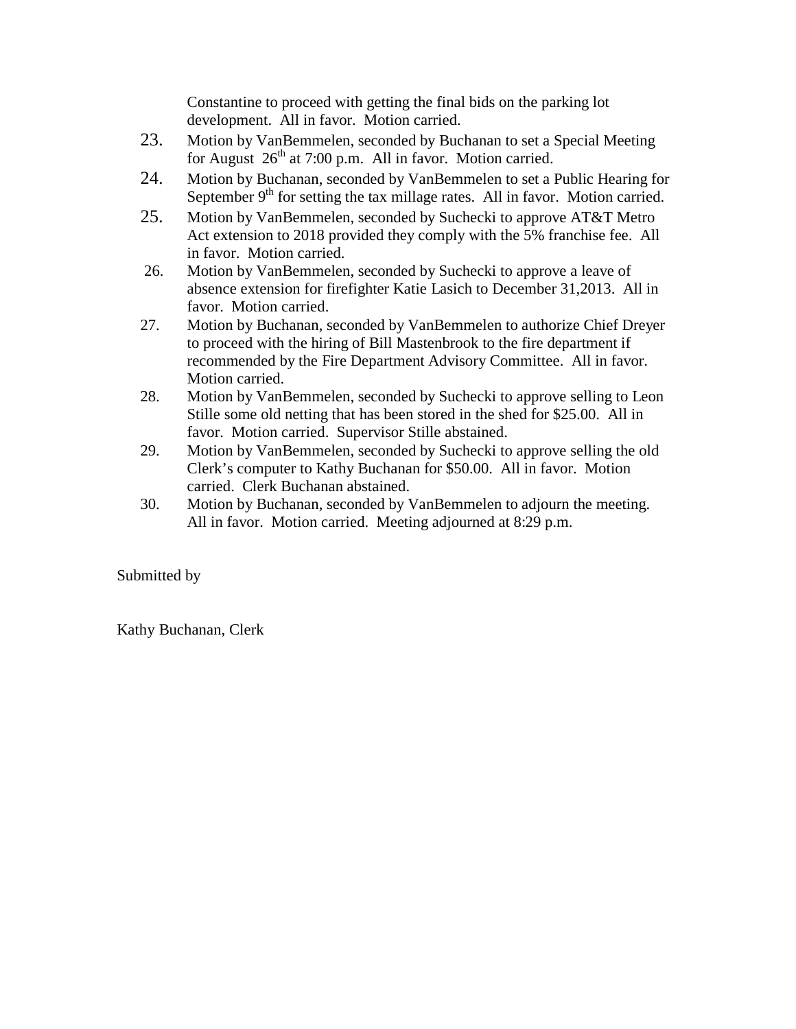Constantine to proceed with getting the final bids on the parking lot development. All in favor. Motion carried.

23. Motion by VanBemmelen, seconded by Buchanan to set a Special Meeting for August 26th at 7:00 p.m. All in favor. Motion carried.
24. Motion by Buchanan, seconded by VanBemmelen to set a Public Hearing for September 9th for setting the tax millage rates. All in favor. Motion carried.
25. Motion by VanBemmelen, seconded by Suchecki to approve AT&T Metro Act extension to 2018 provided they comply with the 5% franchise fee. All in favor. Motion carried.
26. Motion by VanBemmelen, seconded by Suchecki to approve a leave of absence extension for firefighter Katie Lasich to December 31,2013. All in favor. Motion carried.
27. Motion by Buchanan, seconded by VanBemmelen to authorize Chief Dreyer to proceed with the hiring of Bill Mastenbrook to the fire department if recommended by the Fire Department Advisory Committee. All in favor. Motion carried.
28. Motion by VanBemmelen, seconded by Suchecki to approve selling to Leon Stille some old netting that has been stored in the shed for $25.00. All in favor. Motion carried. Supervisor Stille abstained.
29. Motion by VanBemmelen, seconded by Suchecki to approve selling the old Clerk's computer to Kathy Buchanan for $50.00. All in favor. Motion carried. Clerk Buchanan abstained.
30. Motion by Buchanan, seconded by VanBemmelen to adjourn the meeting. All in favor. Motion carried. Meeting adjourned at 8:29 p.m.

Submitted by

Kathy Buchanan, Clerk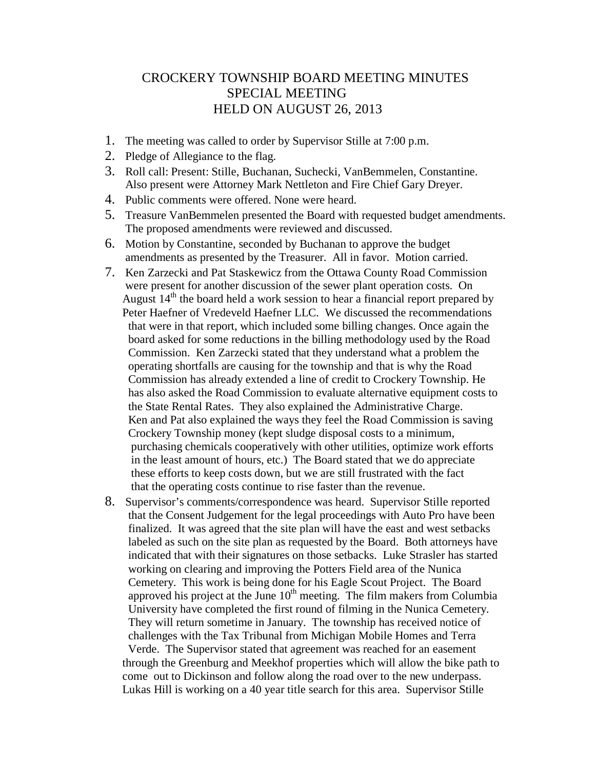# CROCKERY TOWNSHIP BOARD MEETING MINUTES
## SPECIAL MEETING
## HELD ON AUGUST 26, 2013

1. The meeting was called to order by Supervisor Stille at 7:00 p.m.
2. Pledge of Allegiance to the flag.
3. Roll call: Present: Stille, Buchanan, Suchecki, VanBemmelen, Constantine. Also present were Attorney Mark Nettleton and Fire Chief Gary Dreyer.
4. Public comments were offered. None were heard.
5. Treasure VanBemmelen presented the Board with requested budget amendments. The proposed amendments were reviewed and discussed.
6. Motion by Constantine, seconded by Buchanan to approve the budget amendments as presented by the Treasurer. All in favor. Motion carried.
7. Ken Zarzecki and Pat Staskewicz from the Ottawa County Road Commission were present for another discussion of the sewer plant operation costs. On August 14th the board held a work session to hear a financial report prepared by Peter Haefner of Vredeveld Haefner LLC. We discussed the recommendations that were in that report, which included some billing changes. Once again the board asked for some reductions in the billing methodology used by the Road Commission. Ken Zarzecki stated that they understand what a problem the operating shortfalls are causing for the township and that is why the Road Commission has already extended a line of credit to Crockery Township. He has also asked the Road Commission to evaluate alternative equipment costs to the State Rental Rates. They also explained the Administrative Charge. Ken and Pat also explained the ways they feel the Road Commission is saving Crockery Township money (kept sludge disposal costs to a minimum, purchasing chemicals cooperatively with other utilities, optimize work efforts in the least amount of hours, etc.) The Board stated that we do appreciate these efforts to keep costs down, but we are still frustrated with the fact that the operating costs continue to rise faster than the revenue.
8. Supervisor's comments/correspondence was heard. Supervisor Stille reported that the Consent Judgement for the legal proceedings with Auto Pro have been finalized. It was agreed that the site plan will have the east and west setbacks labeled as such on the site plan as requested by the Board. Both attorneys have indicated that with their signatures on those setbacks. Luke Strasler has started working on clearing and improving the Potters Field area of the Nunica Cemetery. This work is being done for his Eagle Scout Project. The Board approved his project at the June 10th meeting. The film makers from Columbia University have completed the first round of filming in the Nunica Cemetery. They will return sometime in January. The township has received notice of challenges with the Tax Tribunal from Michigan Mobile Homes and Terra Verde. The Supervisor stated that agreement was reached for an easement through the Greenburg and Meekhof properties which will allow the bike path to come out to Dickinson and follow along the road over to the new underpass. Lukas Hill is working on a 40 year title search for this area. Supervisor Stille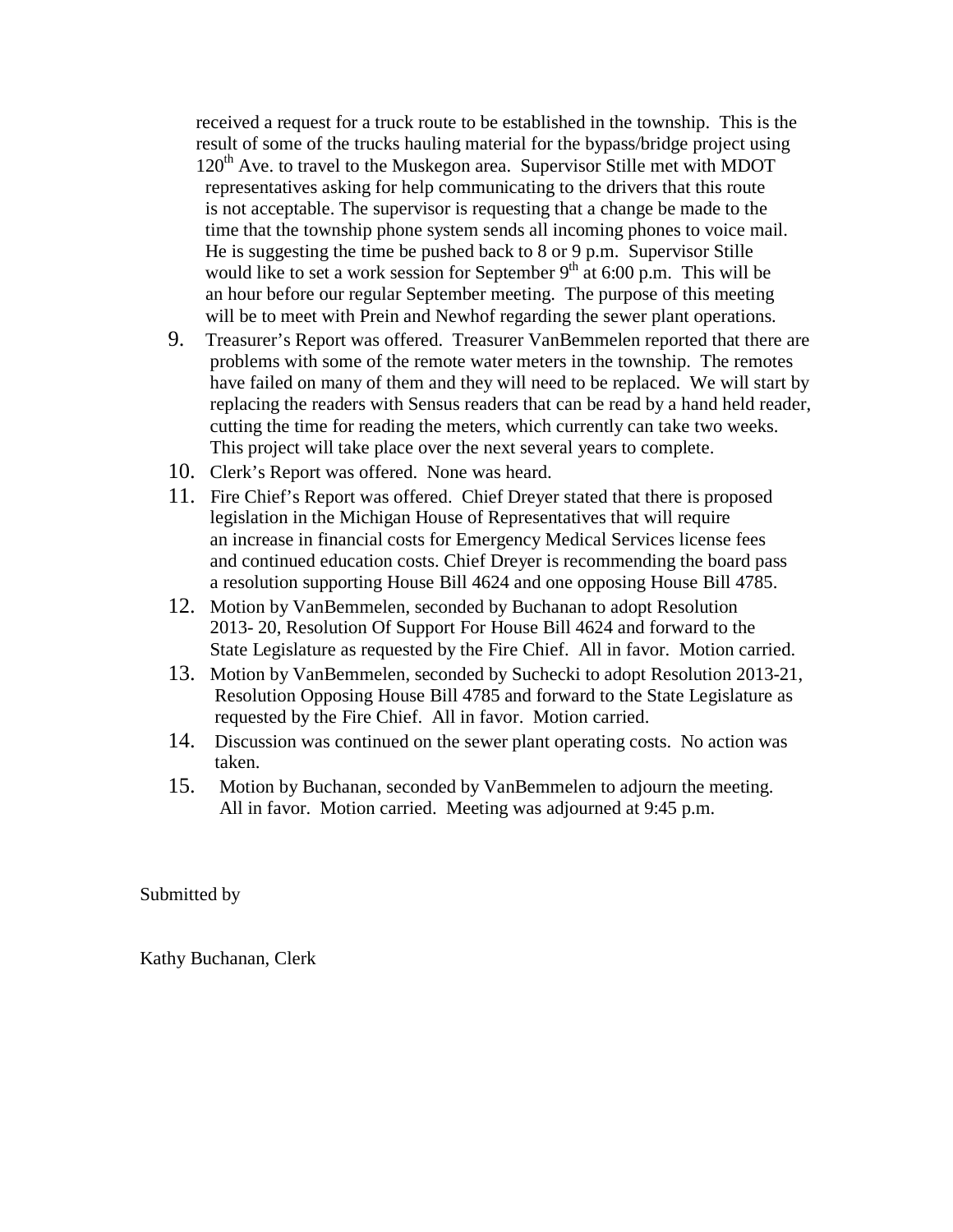received a request for a truck route to be established in the township. This is the result of some of the trucks hauling material for the bypass/bridge project using 120th Ave. to travel to the Muskegon area. Supervisor Stille met with MDOT representatives asking for help communicating to the drivers that this route is not acceptable. The supervisor is requesting that a change be made to the time that the township phone system sends all incoming phones to voice mail. He is suggesting the time be pushed back to 8 or 9 p.m. Supervisor Stille would like to set a work session for September 9th at 6:00 p.m. This will be an hour before our regular September meeting. The purpose of this meeting will be to meet with Prein and Newhof regarding the sewer plant operations.

9. Treasurer's Report was offered. Treasurer VanBemmelen reported that there are problems with some of the remote water meters in the township. The remotes have failed on many of them and they will need to be replaced. We will start by replacing the readers with Sensus readers that can be read by a hand held reader, cutting the time for reading the meters, which currently can take two weeks. This project will take place over the next several years to complete.
10. Clerk's Report was offered. None was heard.
11. Fire Chief's Report was offered. Chief Dreyer stated that there is proposed legislation in the Michigan House of Representatives that will require an increase in financial costs for Emergency Medical Services license fees and continued education costs. Chief Dreyer is recommending the board pass a resolution supporting House Bill 4624 and one opposing House Bill 4785.
12. Motion by VanBemmelen, seconded by Buchanan to adopt Resolution 2013- 20, Resolution Of Support For House Bill 4624 and forward to the State Legislature as requested by the Fire Chief. All in favor. Motion carried.
13. Motion by VanBemmelen, seconded by Suchecki to adopt Resolution 2013-21, Resolution Opposing House Bill 4785 and forward to the State Legislature as requested by the Fire Chief. All in favor. Motion carried.
14. Discussion was continued on the sewer plant operating costs. No action was taken.
15. Motion by Buchanan, seconded by VanBemmelen to adjourn the meeting. All in favor. Motion carried. Meeting was adjourned at 9:45 p.m.

Submitted by

Kathy Buchanan, Clerk